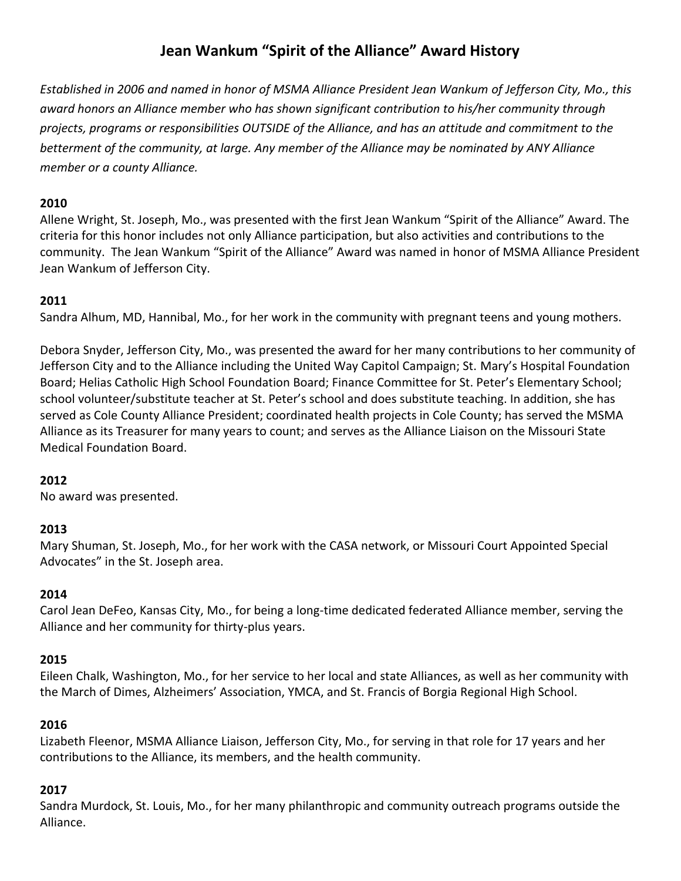# Jean Wankum "Spirit of the Alliance" Award History

*Established in 2006 and named in honor of MSMA Alliance President Jean Wankum of Jefferson City, Mo., this award honors an Alliance member who has shown significant contribution to his/her community through projects, programs or responsibilities OUTSIDE of the Alliance, and has an attitude and commitment to the betterment of the community, at large. Any member of the Alliance may be nominated by ANY Alliance member or a county Alliance.*

**2010**
Allene Wright, St. Joseph, Mo., was presented with the first Jean Wankum "Spirit of the Alliance" Award. The criteria for this honor includes not only Alliance participation, but also activities and contributions to the community. The Jean Wankum "Spirit of the Alliance" Award was named in honor of MSMA Alliance President Jean Wankum of Jefferson City.

**2011**
Sandra Alhum, MD, Hannibal, Mo., for her work in the community with pregnant teens and young mothers.

Debora Snyder, Jefferson City, Mo., was presented the award for her many contributions to her community of Jefferson City and to the Alliance including the United Way Capitol Campaign; St. Mary's Hospital Foundation Board; Helias Catholic High School Foundation Board; Finance Committee for St. Peter's Elementary School; school volunteer/substitute teacher at St. Peter's school and does substitute teaching. In addition, she has served as Cole County Alliance President; coordinated health projects in Cole County; has served the MSMA Alliance as its Treasurer for many years to count; and serves as the Alliance Liaison on the Missouri State Medical Foundation Board.

**2012**
No award was presented.

**2013**
Mary Shuman, St. Joseph, Mo., for her work with the CASA network, or Missouri Court Appointed Special Advocates" in the St. Joseph area.

**2014**
Carol Jean DeFeo, Kansas City, Mo., for being a long-time dedicated federated Alliance member, serving the Alliance and her community for thirty-plus years.

**2015**
Eileen Chalk, Washington, Mo., for her service to her local and state Alliances, as well as her community with the March of Dimes, Alzheimers' Association, YMCA, and St. Francis of Borgia Regional High School.

**2016**
Lizabeth Fleenor, MSMA Alliance Liaison, Jefferson City, Mo., for serving in that role for 17 years and her contributions to the Alliance, its members, and the health community.

**2017**
Sandra Murdock, St. Louis, Mo., for her many philanthropic and community outreach programs outside the Alliance.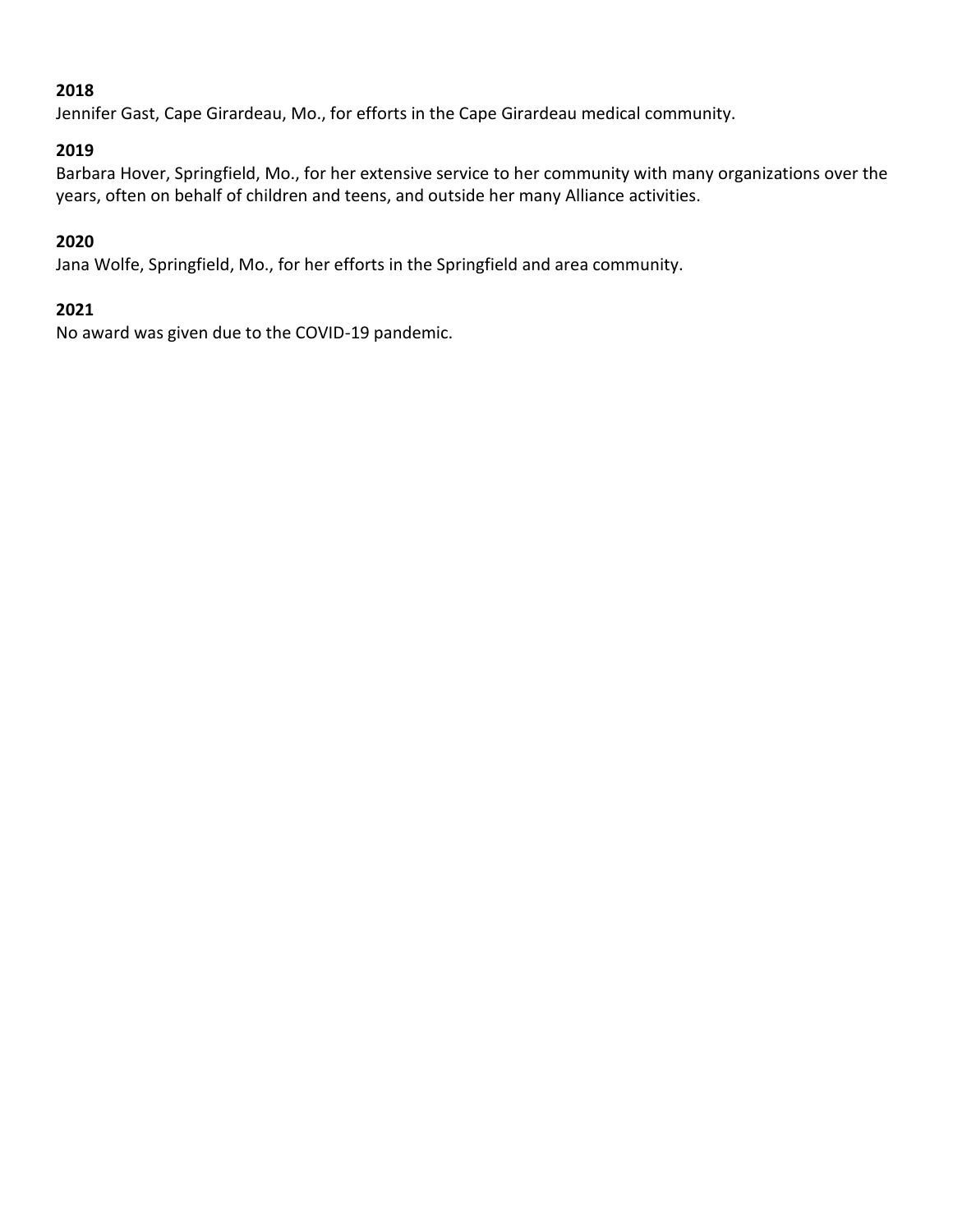**2018**

Jennifer Gast, Cape Girardeau, Mo., for efforts in the Cape Girardeau medical community.

**2019**

Barbara Hover, Springfield, Mo., for her extensive service to her community with many organizations over the years, often on behalf of children and teens, and outside her many Alliance activities.

**2020**

Jana Wolfe, Springfield, Mo., for her efforts in the Springfield and area community.

**2021**

No award was given due to the COVID-19 pandemic.